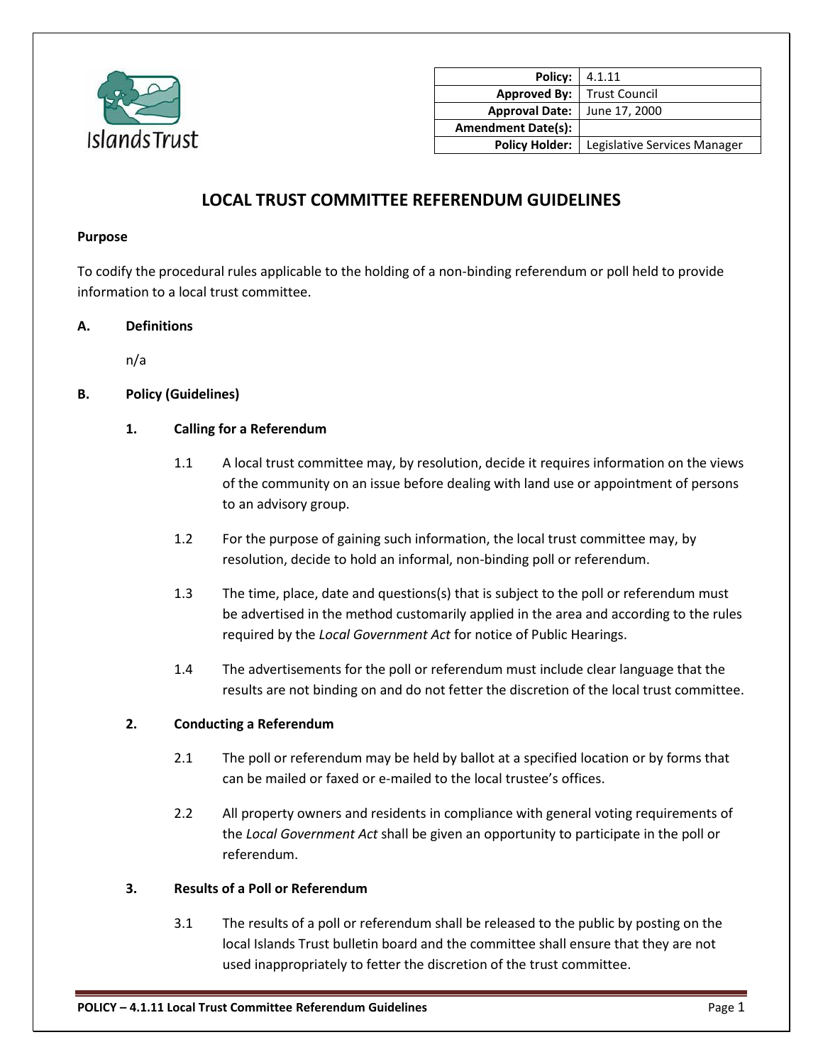Islands Trust

| | |
|---|---|
| **Policy:** | 4.1.11 |
| **Approved By:** | Trust Council |
| **Approval Date:** | June 17, 2000 |
| **Amendment Date(s):** | |
| **Policy Holder:** | Legislative Services Manager |

# LOCAL TRUST COMMITTEE REFERENDUM GUIDELINES

**Purpose**

To codify the procedural rules applicable to the holding of a non-binding referendum or poll held to provide information to a local trust committee.

## A. Definitions

n/a

## B. Policy (Guidelines)

### 1. Calling for a Referendum

1.1 A local trust committee may, by resolution, decide it requires information on the views of the community on an issue before dealing with land use or appointment of persons to an advisory group.

1.2 For the purpose of gaining such information, the local trust committee may, by resolution, decide to hold an informal, non-binding poll or referendum.

1.3 The time, place, date and questions(s) that is subject to the poll or referendum must be advertised in the method customarily applied in the area and according to the rules required by the *Local Government Act* for notice of Public Hearings.

1.4 The advertisements for the poll or referendum must include clear language that the results are not binding on and do not fetter the discretion of the local trust committee.

### 2. Conducting a Referendum

2.1 The poll or referendum may be held by ballot at a specified location or by forms that can be mailed or faxed or e-mailed to the local trustee's offices.

2.2 All property owners and residents in compliance with general voting requirements of the *Local Government Act* shall be given an opportunity to participate in the poll or referendum.

### 3. Results of a Poll or Referendum

3.1 The results of a poll or referendum shall be released to the public by posting on the local Islands Trust bulletin board and the committee shall ensure that they are not used inappropriately to fetter the discretion of the trust committee.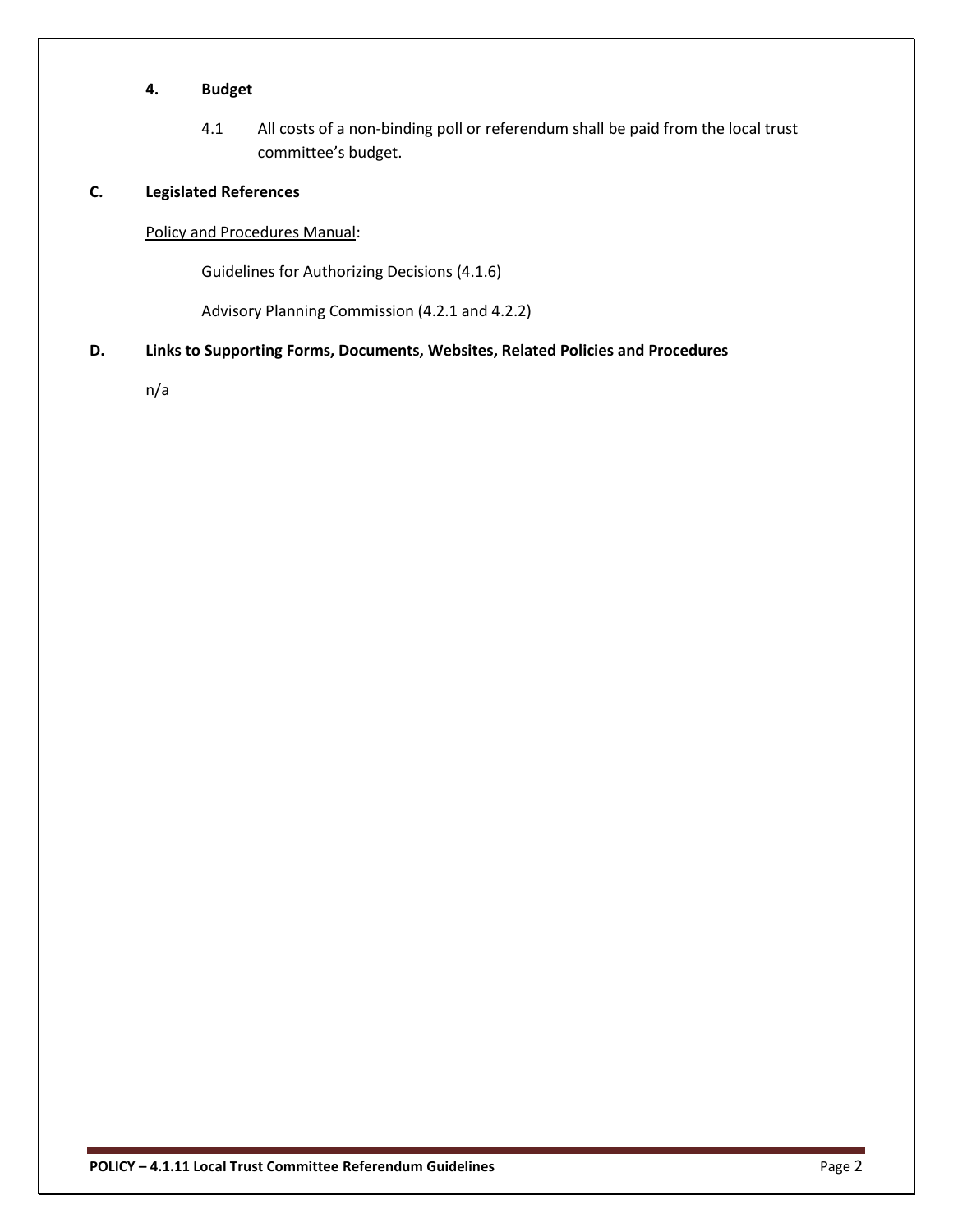### 4. Budget

4.1 All costs of a non-binding poll or referendum shall be paid from the local trust committee's budget.

## C. Legislated References

Policy and Procedures Manual:

Guidelines for Authorizing Decisions (4.1.6)

Advisory Planning Commission (4.2.1 and 4.2.2)

## D. Links to Supporting Forms, Documents, Websites, Related Policies and Procedures

n/a